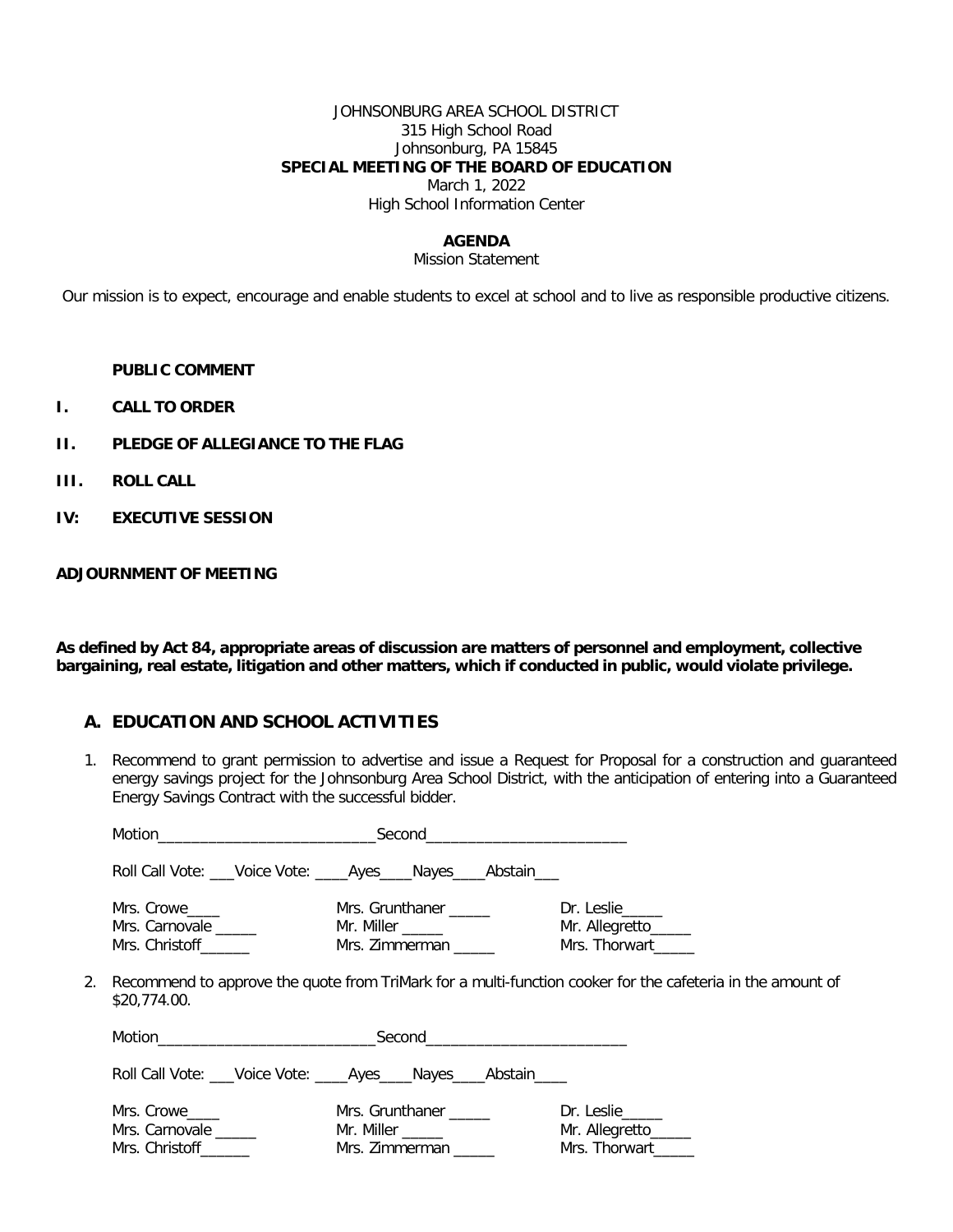JOHNSONBURG AREA SCHOOL DISTRICT
315 High School Road
Johnsonburg, PA 15845

**SPECIAL MEETING OF THE BOARD OF EDUCATION**

March 1, 2022
High School Information Center

**AGENDA**

Mission Statement

Our mission is to expect, encourage and enable students to excel at school and to live as responsible productive citizens.

**PUBLIC COMMENT**

**I. CALL TO ORDER**

**II. PLEDGE OF ALLEGIANCE TO THE FLAG**

**III. ROLL CALL**

**IV: EXECUTIVE SESSION**

**ADJOURNMENT OF MEETING**

**As defined by Act 84, appropriate areas of discussion are matters of personnel and employment, collective bargaining, real estate, litigation and other matters, which if conducted in public, would violate privilege.**

## A. EDUCATION AND SCHOOL ACTIVITIES

1. Recommend to grant permission to advertise and issue a Request for Proposal for a construction and guaranteed energy savings project for the Johnsonburg Area School District, with the anticipation of entering into a Guaranteed Energy Savings Contract with the successful bidder.

   Motion__________________________Second________________________

   Roll Call Vote: ___Voice Vote: ____Ayes____Nayes____Abstain___

   Mrs. Crowe____ Mrs. Grunthaner _____ Dr. Leslie_____
   Mrs. Carnovale _____ Mr. Miller _____ Mr. Allegretto_____
   Mrs. Christoff______ Mrs. Zimmerman _____ Mrs. Thorwart_____

2. Recommend to approve the quote from TriMark for a multi-function cooker for the cafeteria in the amount of $20,774.00.

   Motion__________________________Second________________________

   Roll Call Vote: ___Voice Vote: ____Ayes____Nayes____Abstain____

   Mrs. Crowe____ Mrs. Grunthaner _____ Dr. Leslie_____
   Mrs. Carnovale _____ Mr. Miller _____ Mr. Allegretto_____
   Mrs. Christoff______ Mrs. Zimmerman _____ Mrs. Thorwart_____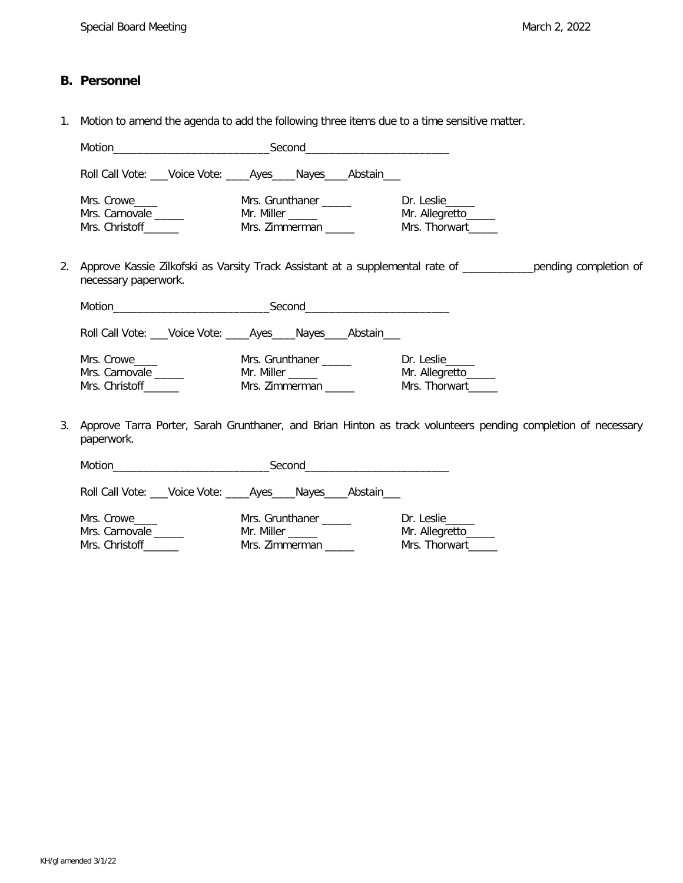## B. Personnel

1. Motion to amend the agenda to add the following three items due to a time sensitive matter.

   Motion___________________________Second_________________________

   Roll Call Vote: ___Voice Vote: ____Ayes____Nayes____Abstain___

   | | | |
   |---|---|---|
   | Mrs. Crowe____ | Mrs. Grunthaner _____ | Dr. Leslie_____ |
   | Mrs. Carnovale _____ | Mr. Miller _____ | Mr. Allegretto_____ |
   | Mrs. Christoff______ | Mrs. Zimmerman _____ | Mrs. Thorwart_____ |

2. Approve Kassie Zilkofski as Varsity Track Assistant at a supplemental rate of ____________pending completion of necessary paperwork.

   Motion___________________________Second_________________________

   Roll Call Vote: ___Voice Vote: ____Ayes____Nayes____Abstain___

   | | | |
   |---|---|---|
   | Mrs. Crowe____ | Mrs. Grunthaner _____ | Dr. Leslie_____ |
   | Mrs. Carnovale _____ | Mr. Miller _____ | Mr. Allegretto_____ |
   | Mrs. Christoff______ | Mrs. Zimmerman _____ | Mrs. Thorwart_____ |

3. Approve Tarra Porter, Sarah Grunthaner, and Brian Hinton as track volunteers pending completion of necessary paperwork.

   Motion___________________________Second_________________________

   Roll Call Vote: ___Voice Vote: ____Ayes____Nayes____Abstain___

   | | | |
   |---|---|---|
   | Mrs. Crowe____ | Mrs. Grunthaner _____ | Dr. Leslie_____ |
   | Mrs. Carnovale _____ | Mr. Miller _____ | Mr. Allegretto_____ |
   | Mrs. Christoff______ | Mrs. Zimmerman _____ | Mrs. Thorwart_____ |

KH/gl amended 3/1/22